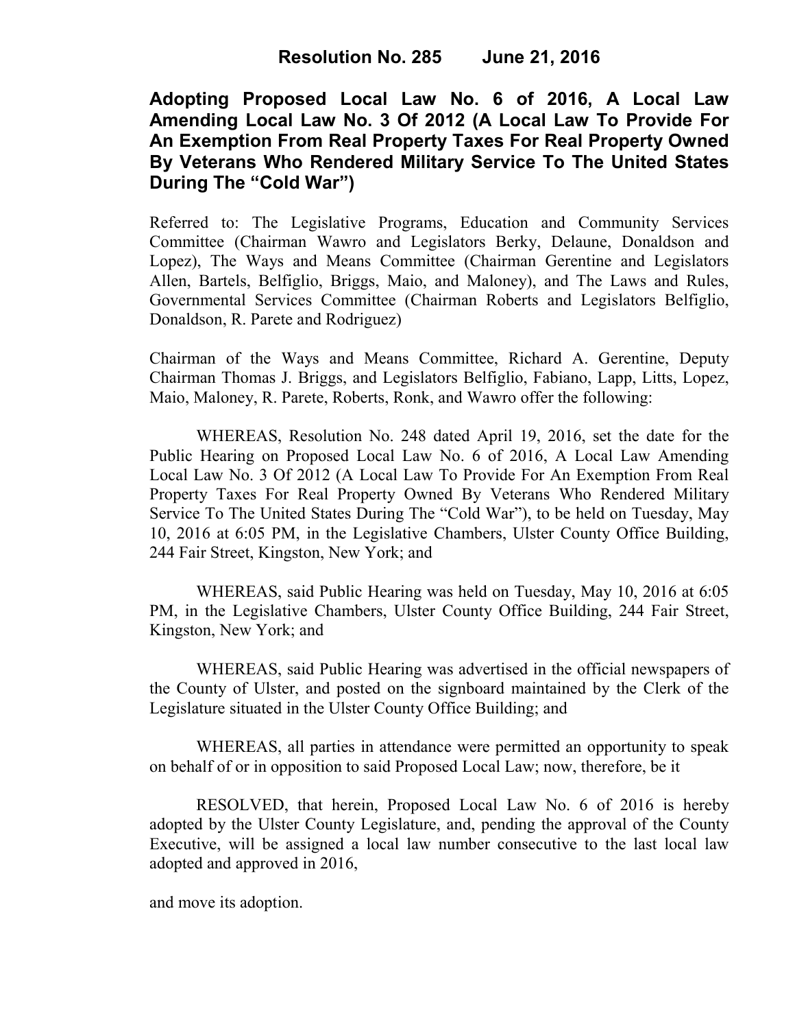# Resolution No. 285 June 21, 2016

## Adopting Proposed Local Law No. 6 of 2016, A Local Law Amending Local Law No. 3 Of 2012 (A Local Law To Provide For An Exemption From Real Property Taxes For Real Property Owned By Veterans Who Rendered Military Service To The United States During The "Cold War")

Referred to: The Legislative Programs, Education and Community Services Committee (Chairman Wawro and Legislators Berky, Delaune, Donaldson and Lopez), The Ways and Means Committee (Chairman Gerentine and Legislators Allen, Bartels, Belfiglio, Briggs, Maio, and Maloney), and The Laws and Rules, Governmental Services Committee (Chairman Roberts and Legislators Belfiglio, Donaldson, R. Parete and Rodriguez)

Chairman of the Ways and Means Committee, Richard A. Gerentine, Deputy Chairman Thomas J. Briggs, and Legislators Belfiglio, Fabiano, Lapp, Litts, Lopez, Maio, Maloney, R. Parete, Roberts, Ronk, and Wawro offer the following:

WHEREAS, Resolution No. 248 dated April 19, 2016, set the date for the Public Hearing on Proposed Local Law No. 6 of 2016, A Local Law Amending Local Law No. 3 Of 2012 (A Local Law To Provide For An Exemption From Real Property Taxes For Real Property Owned By Veterans Who Rendered Military Service To The United States During The "Cold War"), to be held on Tuesday, May 10, 2016 at 6:05 PM, in the Legislative Chambers, Ulster County Office Building, 244 Fair Street, Kingston, New York; and

WHEREAS, said Public Hearing was held on Tuesday, May 10, 2016 at 6:05 PM, in the Legislative Chambers, Ulster County Office Building, 244 Fair Street, Kingston, New York; and

WHEREAS, said Public Hearing was advertised in the official newspapers of the County of Ulster, and posted on the signboard maintained by the Clerk of the Legislature situated in the Ulster County Office Building; and

WHEREAS, all parties in attendance were permitted an opportunity to speak on behalf of or in opposition to said Proposed Local Law; now, therefore, be it

RESOLVED, that herein, Proposed Local Law No. 6 of 2016 is hereby adopted by the Ulster County Legislature, and, pending the approval of the County Executive, will be assigned a local law number consecutive to the last local law adopted and approved in 2016,

and move its adoption.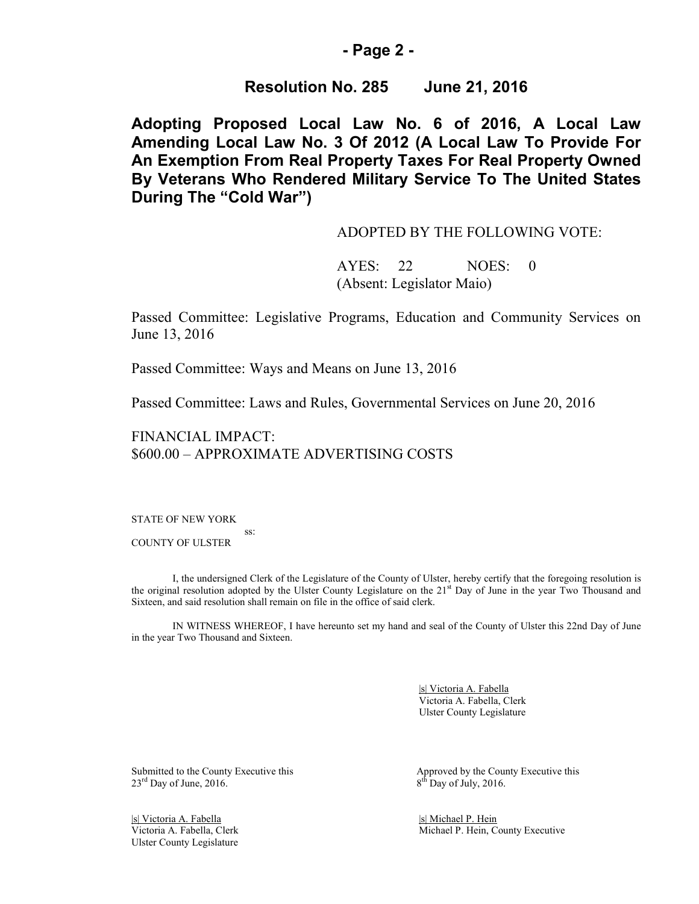**Resolution No. 285 June 21, 2016**

**Adopting Proposed Local Law No. 6 of 2016, A Local Law Amending Local Law No. 3 Of 2012 (A Local Law To Provide For An Exemption From Real Property Taxes For Real Property Owned By Veterans Who Rendered Military Service To The United States During The "Cold War")**

ADOPTED BY THE FOLLOWING VOTE:

AYES: 22 NOES: 0
(Absent: Legislator Maio)

Passed Committee: Legislative Programs, Education and Community Services on June 13, 2016

Passed Committee: Ways and Means on June 13, 2016

Passed Committee: Laws and Rules, Governmental Services on June 20, 2016

FINANCIAL IMPACT:
$600.00 – APPROXIMATE ADVERTISING COSTS

STATE OF NEW YORK
ss:
COUNTY OF ULSTER

I, the undersigned Clerk of the Legislature of the County of Ulster, hereby certify that the foregoing resolution is the original resolution adopted by the Ulster County Legislature on the 21st Day of June in the year Two Thousand and Sixteen, and said resolution shall remain on file in the office of said clerk.

IN WITNESS WHEREOF, I have hereunto set my hand and seal of the County of Ulster this 22nd Day of June in the year Two Thousand and Sixteen.

|s| Victoria A. Fabella
Victoria A. Fabella, Clerk
Ulster County Legislature

Submitted to the County Executive this
23rd Day of June, 2016.

|s| Victoria A. Fabella
Victoria A. Fabella, Clerk
Ulster County Legislature

Approved by the County Executive this
8th Day of July, 2016.

|s| Michael P. Hein
Michael P. Hein, County Executive